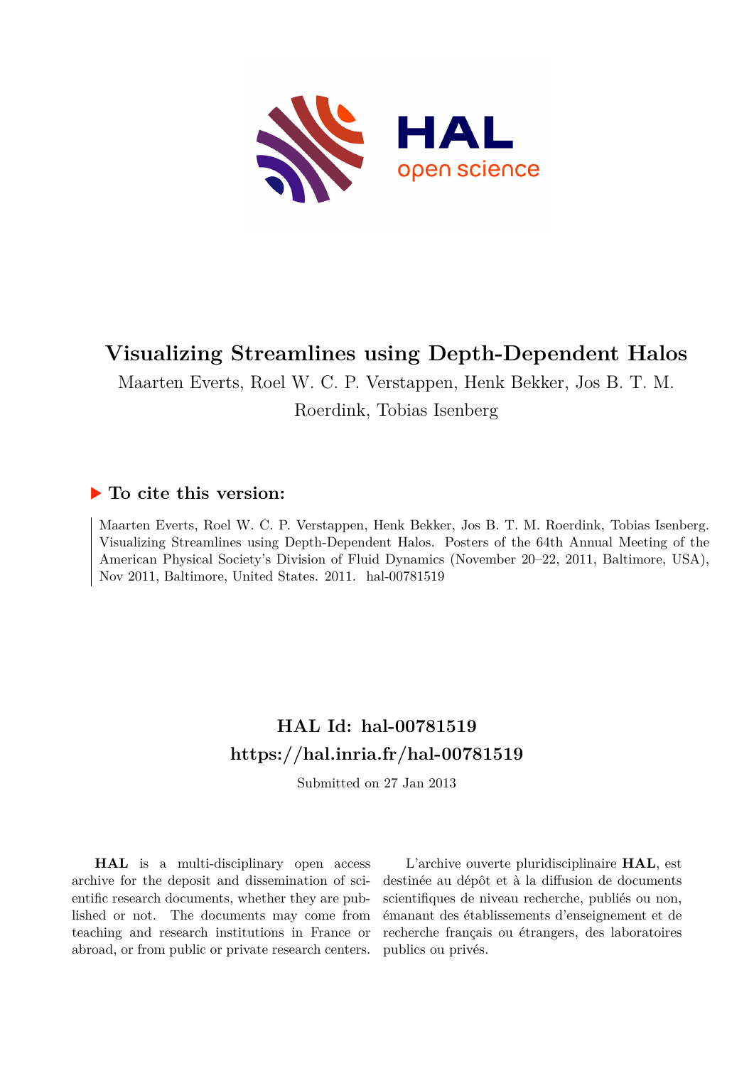# Visualizing Streamlines using Depth-Dependent Halos

Maarten Everts, Roel W. C. P. Verstappen, Henk Bekker, Jos B. T. M. Roerdink, Tobias Isenberg

## ▶ To cite this version:

Maarten Everts, Roel W. C. P. Verstappen, Henk Bekker, Jos B. T. M. Roerdink, Tobias Isenberg. Visualizing Streamlines using Depth-Dependent Halos. Posters of the 64th Annual Meeting of the American Physical Society's Division of Fluid Dynamics (November 20–22, 2011, Baltimore, USA), Nov 2011, Baltimore, United States. 2011. hal-00781519

## HAL Id: hal-00781519
## https://hal.inria.fr/hal-00781519

Submitted on 27 Jan 2013

**HAL** is a multi-disciplinary open access archive for the deposit and dissemination of scientific research documents, whether they are published or not. The documents may come from teaching and research institutions in France or abroad, or from public or private research centers.

L'archive ouverte pluridisciplinaire **HAL**, est destinée au dépôt et à la diffusion de documents scientifiques de niveau recherche, publiés ou non, émanant des établissements d'enseignement et de recherche français ou étrangers, des laboratoires publics ou privés.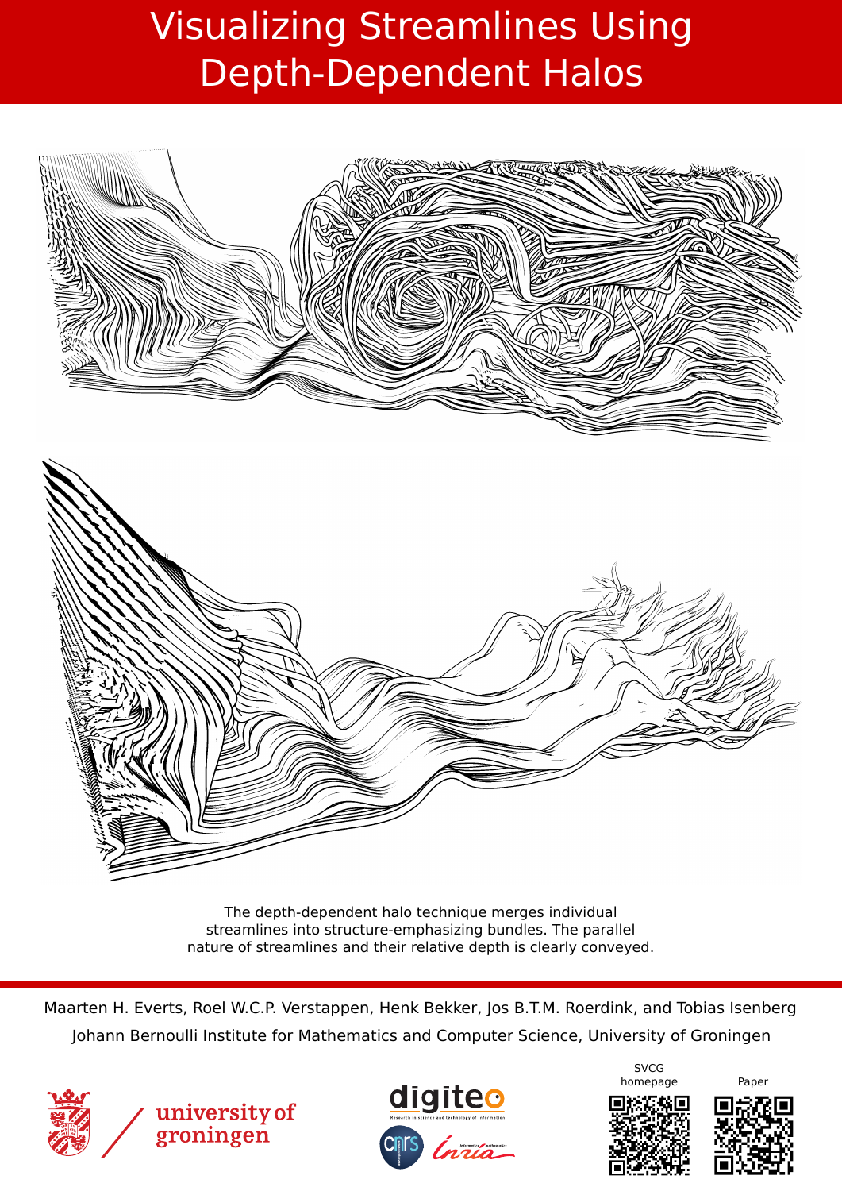# Visualizing Streamlines Using Depth-Dependent Halos

The depth-dependent halo technique merges individual streamlines into structure-emphasizing bundles. The parallel nature of streamlines and their relative depth is clearly conveyed.

Maarten H. Everts, Roel W.C.P. Verstappen, Henk Bekker, Jos B.T.M. Roerdink, and Tobias Isenberg

Johann Bernoulli Institute for Mathematics and Computer Science, University of Groningen

university of groningen

digiteo

SVCG homepage

Paper